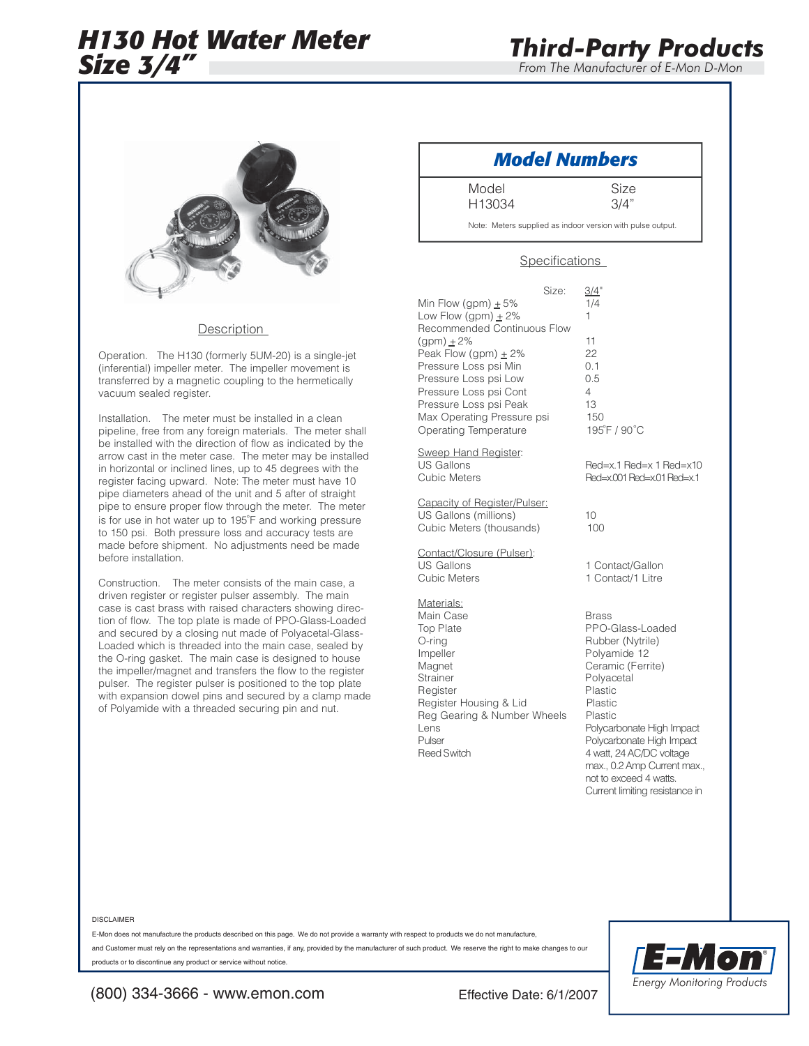# H130 Hot Water Meter Size 3/4"

## Third-Party Products

*From The Manufacturer of E-Mon D-Mon*

### Description

Operation. The H130 (formerly 5UM-20) is a single-jet (inferential) impeller meter. The impeller movement is transferred by a magnetic coupling to the hermetically vacuum sealed register.

Installation. The meter must be installed in a clean pipeline, free from any foreign materials. The meter shall be installed with the direction of flow as indicated by the arrow cast in the meter case. The meter may be installed in horizontal or inclined lines, up to 45 degrees with the register facing upward. Note: The meter must have 10 pipe diameters ahead of the unit and 5 after of straight pipe to ensure proper flow through the meter. The meter is for use in hot water up to 195˚F and working pressure to 150 psi. Both pressure loss and accuracy tests are made before shipment. No adjustments need be made before installation.

Construction. The meter consists of the main case, a driven register or register pulser assembly. The main case is cast brass with raised characters showing direction of flow. The top plate is made of PPO-Glass-Loaded and secured by a closing nut made of Polyacetal-Glass-Loaded which is threaded into the main case, sealed by the O-ring gasket. The main case is designed to house the impeller/magnet and transfers the flow to the register pulser. The register pulser is positioned to the top plate with expansion dowel pins and secured by a clamp made of Polyamide with a threaded securing pin and nut.

### Model Numbers

| Model | Size |
|---|---|
| H13034 | 3/4" |

Note: Meters supplied as indoor version with pulse output.

### Specifications

| Size: | 3/4" |
|---|---|
| Min Flow (gpm) ± 5% | 1/4 |
| Low Flow (gpm) ± 2% | 1 |
| Recommended Continuous Flow (gpm) ± 2% | 11 |
| Peak Flow (gpm) ± 2% | 22 |
| Pressure Loss psi Min | 0.1 |
| Pressure Loss psi Low | 0.5 |
| Pressure Loss psi Cont | 4 |
| Pressure Loss psi Peak | 13 |
| Max Operating Pressure psi | 150 |
| Operating Temperature | 195˚F / 90˚C |

**Sweep Hand Register:**

| | |
|---|---|
| US Gallons | Red=x.1 Red=x 1 Red=x10 |
| Cubic Meters | Red=x.001 Red=x.01 Red=x.1 |

**Capacity of Register/Pulser:**

| | |
|---|---|
| US Gallons (millions) | 10 |
| Cubic Meters (thousands) | 100 |

**Contact/Closure (Pulser):**

| | |
|---|---|
| US Gallons | 1 Contact/Gallon |
| Cubic Meters | 1 Contact/1 Litre |

**Materials:**

| | |
|---|---|
| Main Case | Brass |
| Top Plate | PPO-Glass-Loaded |
| O-ring | Rubber (Nytrile) |
| Impeller | Polyamide 12 |
| Magnet | Ceramic (Ferrite) |
| Strainer | Polyacetal |
| Register | Plastic |
| Register Housing & Lid | Plastic |
| Reg Gearing & Number Wheels | Plastic |
| Lens | Polycarbonate High Impact |
| Pulser | Polycarbonate High Impact |
| Reed Switch | 4 watt, 24 AC/DC voltage max., 0.2 Amp Current max., not to exceed 4 watts. Current limiting resistance in |

DISCLAIMER

E-Mon does not manufacture the products described on this page. We do not provide a warranty with respect to products we do not manufacture, and Customer must rely on the representations and warranties, if any, provided by the manufacturer of such product. We reserve the right to make changes to our products or to discontinue any product or service without notice.

(800) 334-3666 - www.emon.com

Effective Date: 6/1/2007

E-Mon Energy Monitoring Products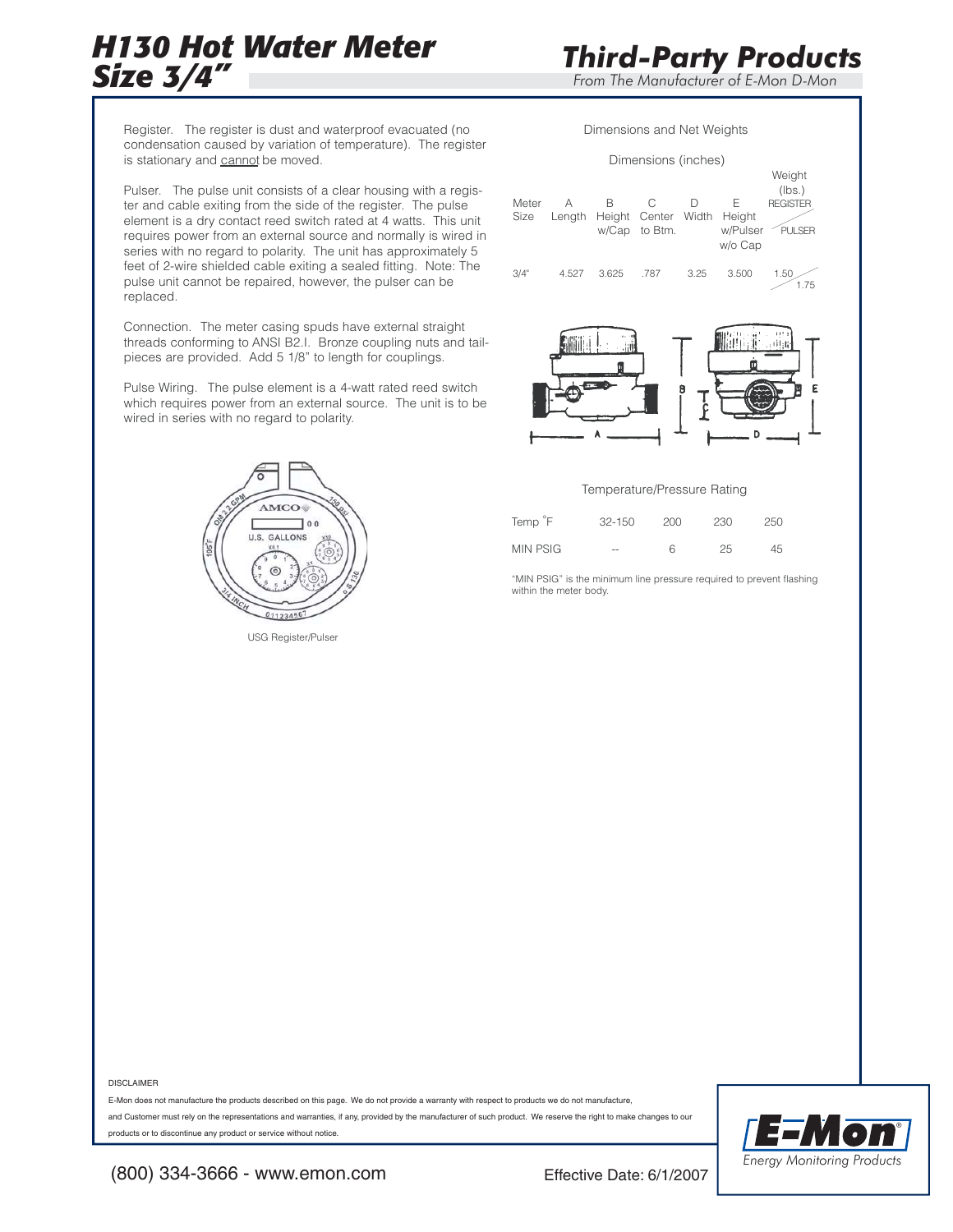# H130 Hot Water Meter Size 3/4"

## Third-Party Products

*From The Manufacturer of E-Mon D-Mon*

Register. The register is dust and waterproof evacuated (no condensation caused by variation of temperature). The register is stationary and cannot be moved.

Pulser. The pulse unit consists of a clear housing with a register and cable exiting from the side of the register. The pulse element is a dry contact reed switch rated at 4 watts. This unit requires power from an external source and normally is wired in series with no regard to polarity. The unit has approximately 5 feet of 2-wire shielded cable exiting a sealed fitting. Note: The pulse unit cannot be repaired, however, the pulser can be replaced.

Connection. The meter casing spuds have external straight threads conforming to ANSI B2.I. Bronze coupling nuts and tailpieces are provided. Add 5 1/8" to length for couplings.

Pulse Wiring. The pulse element is a 4-watt rated reed switch which requires power from an external source. The unit is to be wired in series with no regard to polarity.

USG Register/Pulser

Dimensions and Net Weights

Dimensions (inches)

| Meter Size | A Length | B Height w/Cap | C Center to Btm. | D Width | E Height w/Pulser w/o Cap | Weight (lbs.) REGISTER / PULSER |
|---|---|---|---|---|---|---|
| 3/4" | 4.527 | 3.625 | .787 | 3.25 | 3.500 | 1.50 / 1.75 |

Temperature/Pressure Rating

| Temp °F | 32-150 | 200 | 230 | 250 |
|---|---|---|---|---|
| MIN PSIG | -- | 6 | 25 | 45 |

"MIN PSIG" is the minimum line pressure required to prevent flashing within the meter body.

DISCLAIMER

E-Mon does not manufacture the products described on this page. We do not provide a warranty with respect to products we do not manufacture, and Customer must rely on the representations and warranties, if any, provided by the manufacturer of such product. We reserve the right to make changes to our products or to discontinue any product or service without notice.

(800) 334-3666 - www.emon.com

Effective Date: 6/1/2007

E-Mon® Energy Monitoring Products